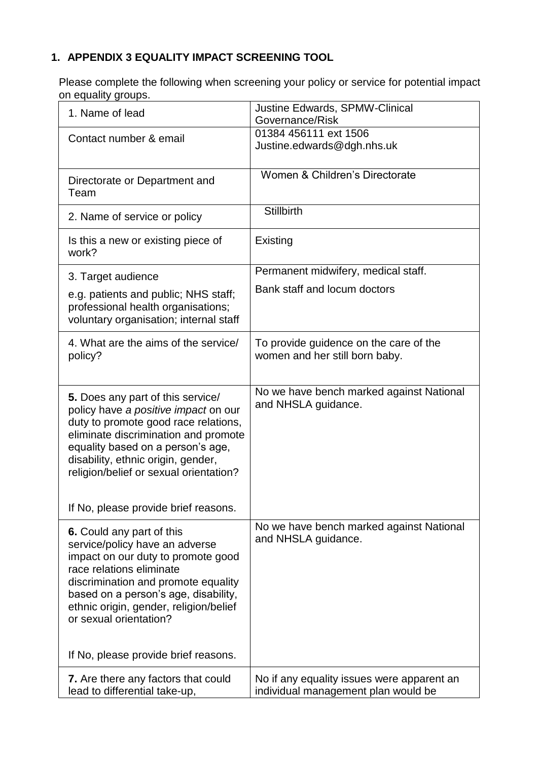## 1. APPENDIX 3 EQUALITY IMPACT SCREENING TOOL

Please complete the following when screening your policy or service for potential impact on equality groups.

| | |
|---|---|
| 1. Name of lead | Justine Edwards, SPMW-Clinical Governance/Risk |
| Contact number & email | 01384 456111 ext 1506<br>Justine.edwards@dgh.nhs.uk |
| Directorate or Department and Team | Women & Children's Directorate |
| 2. Name of service or policy | Stillbirth |
| Is this a new or existing piece of work? | Existing |
| 3. Target audience<br>e.g. patients and public; NHS staff; professional health organisations; voluntary organisation; internal staff | Permanent midwifery, medical staff.<br>Bank staff and locum doctors |
| 4. What are the aims of the service/ policy? | To provide guidence on the care of the women and her still born baby. |
| **5.** Does any part of this service/ policy have *a positive impact* on our duty to promote good race relations, eliminate discrimination and promote equality based on a person's age, disability, ethnic origin, gender, religion/belief or sexual orientation?<br><br>If No, please provide brief reasons. | No we have bench marked against National and NHSLA guidance. |
| **6.** Could any part of this service/policy have an adverse impact on our duty to promote good race relations eliminate discrimination and promote equality based on a person's age, disability, ethnic origin, gender, religion/belief or sexual orientation?<br><br>If No, please provide brief reasons. | No we have bench marked against National and NHSLA guidance. |
| **7.** Are there any factors that could lead to differential take-up, | No if any equality issues were apparent an individual management plan would be |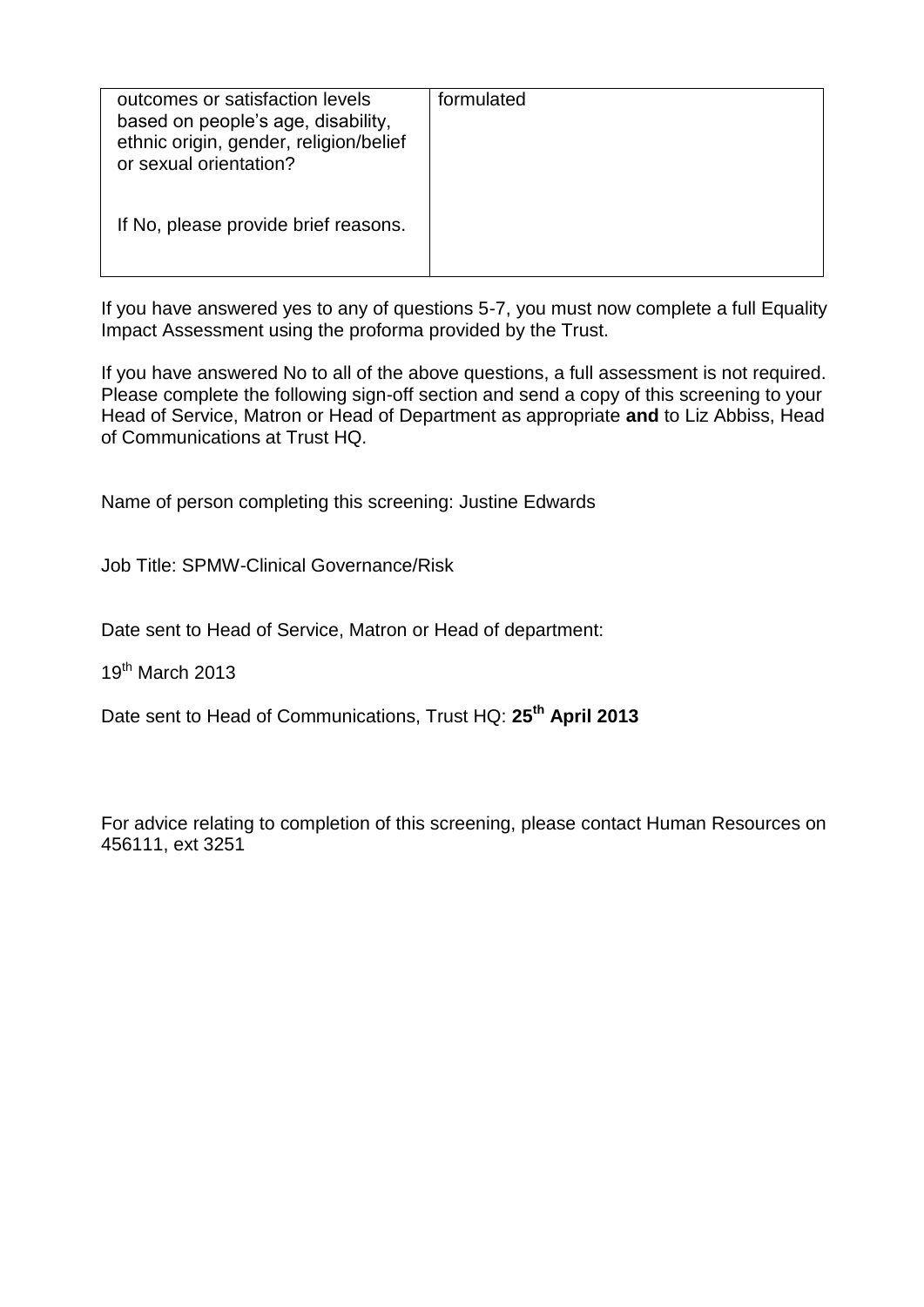| | |
|---|---|
| outcomes or satisfaction levels based on people's age, disability, ethnic origin, gender, religion/belief or sexual orientation?<br><br>If No, please provide brief reasons. | formulated |

If you have answered yes to any of questions 5-7, you must now complete a full Equality Impact Assessment using the proforma provided by the Trust.

If you have answered No to all of the above questions, a full assessment is not required. Please complete the following sign-off section and send a copy of this screening to your Head of Service, Matron or Head of Department as appropriate **and** to Liz Abbiss, Head of Communications at Trust HQ.

Name of person completing this screening: Justine Edwards

Job Title: SPMW-Clinical Governance/Risk

Date sent to Head of Service, Matron or Head of department:

19th March 2013

Date sent to Head of Communications, Trust HQ: **25th April 2013**

For advice relating to completion of this screening, please contact Human Resources on 456111, ext 3251